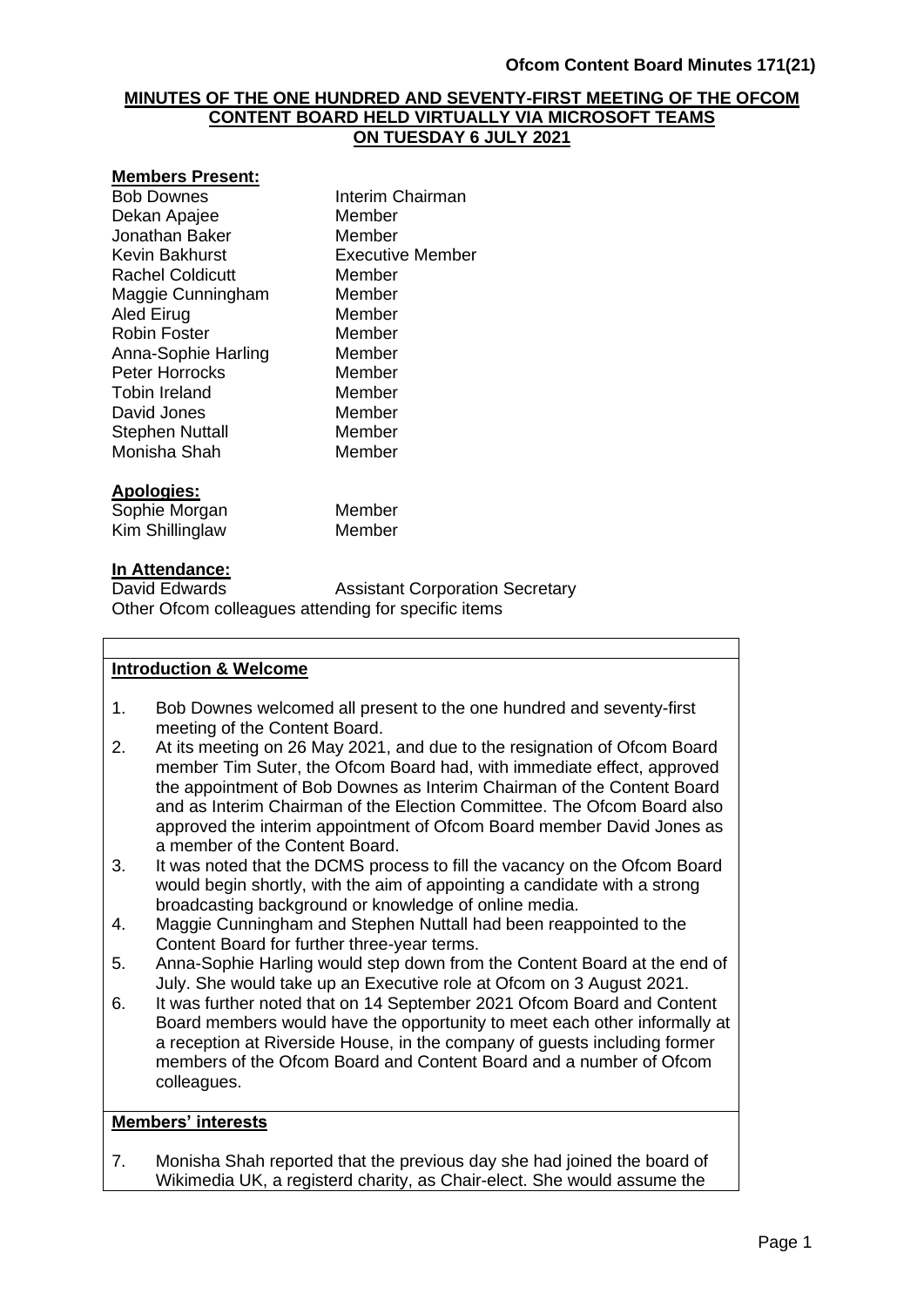**MINUTES OF THE ONE HUNDRED AND SEVENTY-FIRST MEETING OF THE OFCOM CONTENT BOARD HELD VIRTUALLY VIA MICROSOFT TEAMS ON TUESDAY 6 JULY 2021**

**Members Present:**

| | |
|---|---|
| Bob Downes | Interim Chairman |
| Dekan Apajee | Member |
| Jonathan Baker | Member |
| Kevin Bakhurst | Executive Member |
| Rachel Coldicutt | Member |
| Maggie Cunningham | Member |
| Aled Eirug | Member |
| Robin Foster | Member |
| Anna-Sophie Harling | Member |
| Peter Horrocks | Member |
| Tobin Ireland | Member |
| David Jones | Member |
| Stephen Nuttall | Member |
| Monisha Shah | Member |

**Apologies:**

| | |
|---|---|
| Sophie Morgan | Member |
| Kim Shillinglaw | Member |

**In Attendance:**

David Edwards — Assistant Corporation Secretary

Other Ofcom colleagues attending for specific items

**Introduction & Welcome**

1. Bob Downes welcomed all present to the one hundred and seventy-first meeting of the Content Board.
2. At its meeting on 26 May 2021, and due to the resignation of Ofcom Board member Tim Suter, the Ofcom Board had, with immediate effect, approved the appointment of Bob Downes as Interim Chairman of the Content Board and as Interim Chairman of the Election Committee. The Ofcom Board also approved the interim appointment of Ofcom Board member David Jones as a member of the Content Board.
3. It was noted that the DCMS process to fill the vacancy on the Ofcom Board would begin shortly, with the aim of appointing a candidate with a strong broadcasting background or knowledge of online media.
4. Maggie Cunningham and Stephen Nuttall had been reappointed to the Content Board for further three-year terms.
5. Anna-Sophie Harling would step down from the Content Board at the end of July. She would take up an Executive role at Ofcom on 3 August 2021.
6. It was further noted that on 14 September 2021 Ofcom Board and Content Board members would have the opportunity to meet each other informally at a reception at Riverside House, in the company of guests including former members of the Ofcom Board and Content Board and a number of Ofcom colleagues.

**Members' interests**

7. Monisha Shah reported that the previous day she had joined the board of Wikimedia UK, a registerd charity, as Chair-elect. She would assume the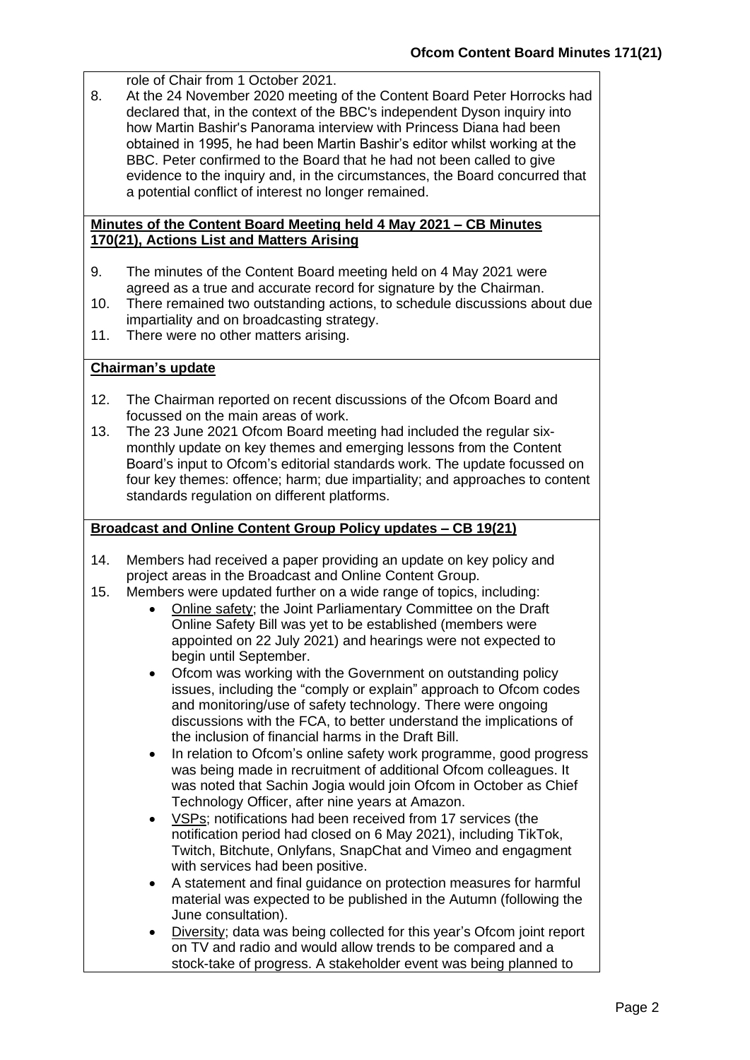role of Chair from 1 October 2021.

8. At the 24 November 2020 meeting of the Content Board Peter Horrocks had declared that, in the context of the BBC's independent Dyson inquiry into how Martin Bashir's Panorama interview with Princess Diana had been obtained in 1995, he had been Martin Bashir's editor whilst working at the BBC. Peter confirmed to the Board that he had not been called to give evidence to the inquiry and, in the circumstances, the Board concurred that a potential conflict of interest no longer remained.

**Minutes of the Content Board Meeting held 4 May 2021 – CB Minutes 170(21), Actions List and Matters Arising**

9. The minutes of the Content Board meeting held on 4 May 2021 were agreed as a true and accurate record for signature by the Chairman.
10. There remained two outstanding actions, to schedule discussions about due impartiality and on broadcasting strategy.
11. There were no other matters arising.

**Chairman's update**

12. The Chairman reported on recent discussions of the Ofcom Board and focussed on the main areas of work.
13. The 23 June 2021 Ofcom Board meeting had included the regular six-monthly update on key themes and emerging lessons from the Content Board's input to Ofcom's editorial standards work. The update focussed on four key themes: offence; harm; due impartiality; and approaches to content standards regulation on different platforms.

**Broadcast and Online Content Group Policy updates – CB 19(21)**

14. Members had received a paper providing an update on key policy and project areas in the Broadcast and Online Content Group.
15. Members were updated further on a wide range of topics, including:
    - Online safety; the Joint Parliamentary Committee on the Draft Online Safety Bill was yet to be established (members were appointed on 22 July 2021) and hearings were not expected to begin until September.
    - Ofcom was working with the Government on outstanding policy issues, including the "comply or explain" approach to Ofcom codes and monitoring/use of safety technology. There were ongoing discussions with the FCA, to better understand the implications of the inclusion of financial harms in the Draft Bill.
    - In relation to Ofcom's online safety work programme, good progress was being made in recruitment of additional Ofcom colleagues. It was noted that Sachin Jogia would join Ofcom in October as Chief Technology Officer, after nine years at Amazon.
    - VSPs; notifications had been received from 17 services (the notification period had closed on 6 May 2021), including TikTok, Twitch, Bitchute, Onlyfans, SnapChat and Vimeo and engagment with services had been positive.
    - A statement and final guidance on protection measures for harmful material was expected to be published in the Autumn (following the June consultation).
    - Diversity; data was being collected for this year's Ofcom joint report on TV and radio and would allow trends to be compared and a stock-take of progress. A stakeholder event was being planned to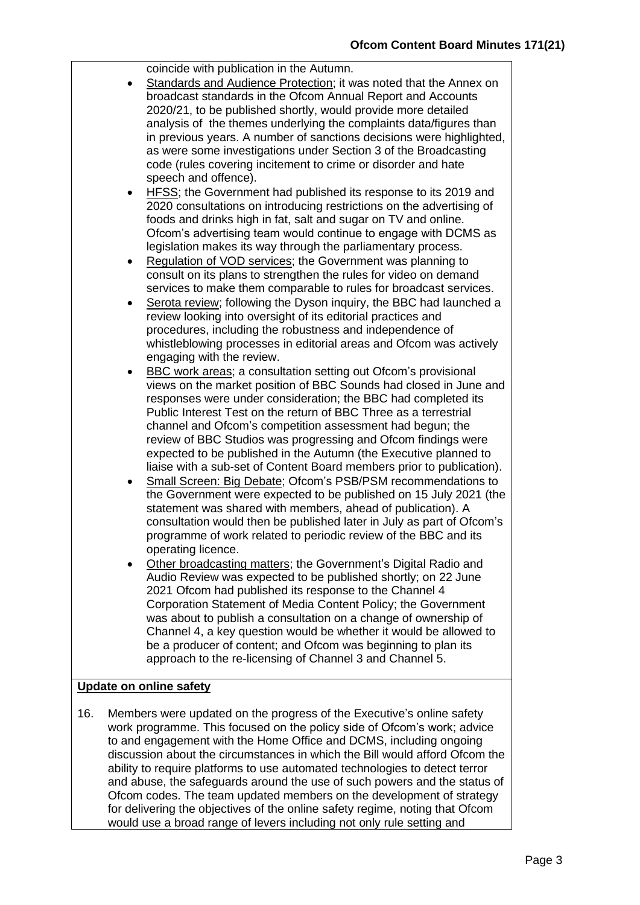coincide with publication in the Autumn.

- Standards and Audience Protection; it was noted that the Annex on broadcast standards in the Ofcom Annual Report and Accounts 2020/21, to be published shortly, would provide more detailed analysis of the themes underlying the complaints data/figures than in previous years. A number of sanctions decisions were highlighted, as were some investigations under Section 3 of the Broadcasting code (rules covering incitement to crime or disorder and hate speech and offence).
- HFSS; the Government had published its response to its 2019 and 2020 consultations on introducing restrictions on the advertising of foods and drinks high in fat, salt and sugar on TV and online. Ofcom's advertising team would continue to engage with DCMS as legislation makes its way through the parliamentary process.
- Regulation of VOD services; the Government was planning to consult on its plans to strengthen the rules for video on demand services to make them comparable to rules for broadcast services.
- Serota review; following the Dyson inquiry, the BBC had launched a review looking into oversight of its editorial practices and procedures, including the robustness and independence of whistleblowing processes in editorial areas and Ofcom was actively engaging with the review.
- BBC work areas; a consultation setting out Ofcom's provisional views on the market position of BBC Sounds had closed in June and responses were under consideration; the BBC had completed its Public Interest Test on the return of BBC Three as a terrestrial channel and Ofcom's competition assessment had begun; the review of BBC Studios was progressing and Ofcom findings were expected to be published in the Autumn (the Executive planned to liaise with a sub-set of Content Board members prior to publication).
- Small Screen: Big Debate; Ofcom's PSB/PSM recommendations to the Government were expected to be published on 15 July 2021 (the statement was shared with members, ahead of publication). A consultation would then be published later in July as part of Ofcom's programme of work related to periodic review of the BBC and its operating licence.
- Other broadcasting matters; the Government's Digital Radio and Audio Review was expected to be published shortly; on 22 June 2021 Ofcom had published its response to the Channel 4 Corporation Statement of Media Content Policy; the Government was about to publish a consultation on a change of ownership of Channel 4, a key question would be whether it would be allowed to be a producer of content; and Ofcom was beginning to plan its approach to the re-licensing of Channel 3 and Channel 5.

**Update on online safety**

16. Members were updated on the progress of the Executive's online safety work programme. This focused on the policy side of Ofcom's work; advice to and engagement with the Home Office and DCMS, including ongoing discussion about the circumstances in which the Bill would afford Ofcom the ability to require platforms to use automated technologies to detect terror and abuse, the safeguards around the use of such powers and the status of Ofcom codes. The team updated members on the development of strategy for delivering the objectives of the online safety regime, noting that Ofcom would use a broad range of levers including not only rule setting and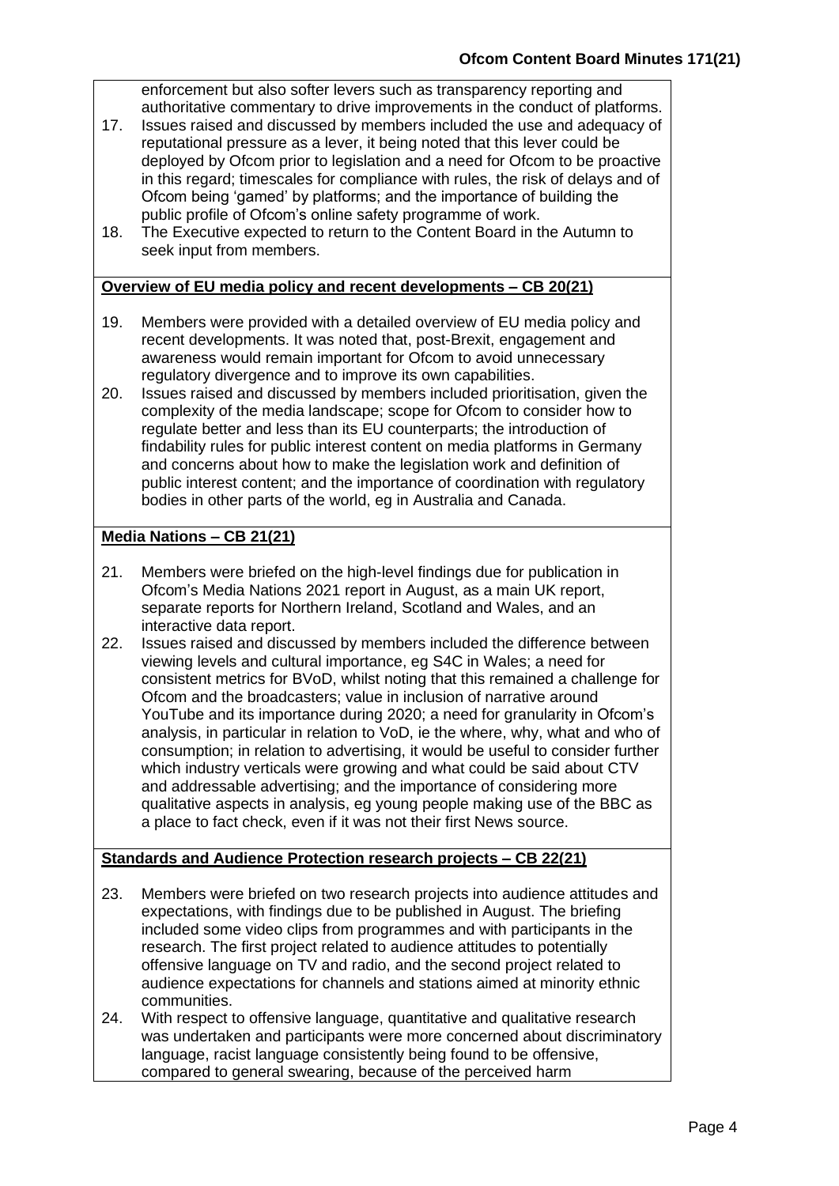enforcement but also softer levers such as transparency reporting and authoritative commentary to drive improvements in the conduct of platforms.

17. Issues raised and discussed by members included the use and adequacy of reputational pressure as a lever, it being noted that this lever could be deployed by Ofcom prior to legislation and a need for Ofcom to be proactive in this regard; timescales for compliance with rules, the risk of delays and of Ofcom being 'gamed' by platforms; and the importance of building the public profile of Ofcom's online safety programme of work.
18. The Executive expected to return to the Content Board in the Autumn to seek input from members.

**Overview of EU media policy and recent developments – CB 20(21)**

19. Members were provided with a detailed overview of EU media policy and recent developments. It was noted that, post-Brexit, engagement and awareness would remain important for Ofcom to avoid unnecessary regulatory divergence and to improve its own capabilities.
20. Issues raised and discussed by members included prioritisation, given the complexity of the media landscape; scope for Ofcom to consider how to regulate better and less than its EU counterparts; the introduction of findability rules for public interest content on media platforms in Germany and concerns about how to make the legislation work and definition of public interest content; and the importance of coordination with regulatory bodies in other parts of the world, eg in Australia and Canada.

**Media Nations – CB 21(21)**

21. Members were briefed on the high-level findings due for publication in Ofcom's Media Nations 2021 report in August, as a main UK report, separate reports for Northern Ireland, Scotland and Wales, and an interactive data report.
22. Issues raised and discussed by members included the difference between viewing levels and cultural importance, eg S4C in Wales; a need for consistent metrics for BVoD, whilst noting that this remained a challenge for Ofcom and the broadcasters; value in inclusion of narrative around YouTube and its importance during 2020; a need for granularity in Ofcom's analysis, in particular in relation to VoD, ie the where, why, what and who of consumption; in relation to advertising, it would be useful to consider further which industry verticals were growing and what could be said about CTV and addressable advertising; and the importance of considering more qualitative aspects in analysis, eg young people making use of the BBC as a place to fact check, even if it was not their first News source.

**Standards and Audience Protection research projects – CB 22(21)**

23. Members were briefed on two research projects into audience attitudes and expectations, with findings due to be published in August. The briefing included some video clips from programmes and with participants in the research. The first project related to audience attitudes to potentially offensive language on TV and radio, and the second project related to audience expectations for channels and stations aimed at minority ethnic communities.
24. With respect to offensive language, quantitative and qualitative research was undertaken and participants were more concerned about discriminatory language, racist language consistently being found to be offensive, compared to general swearing, because of the perceived harm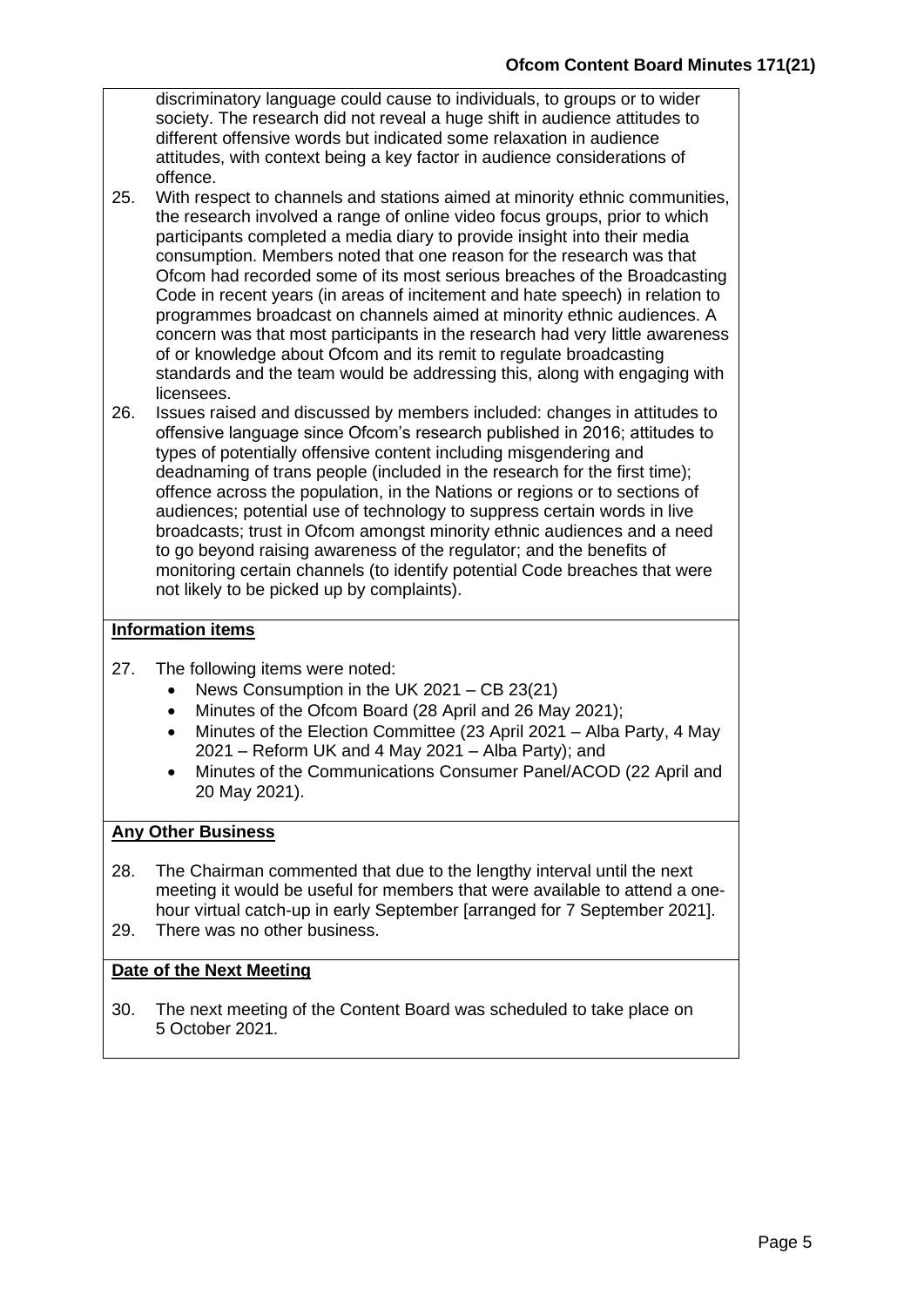discriminatory language could cause to individuals, to groups or to wider society. The research did not reveal a huge shift in audience attitudes to different offensive words but indicated some relaxation in audience attitudes, with context being a key factor in audience considerations of offence.

25. With respect to channels and stations aimed at minority ethnic communities, the research involved a range of online video focus groups, prior to which participants completed a media diary to provide insight into their media consumption. Members noted that one reason for the research was that Ofcom had recorded some of its most serious breaches of the Broadcasting Code in recent years (in areas of incitement and hate speech) in relation to programmes broadcast on channels aimed at minority ethnic audiences. A concern was that most participants in the research had very little awareness of or knowledge about Ofcom and its remit to regulate broadcasting standards and the team would be addressing this, along with engaging with licensees.

26. Issues raised and discussed by members included: changes in attitudes to offensive language since Ofcom's research published in 2016; attitudes to types of potentially offensive content including misgendering and deadnaming of trans people (included in the research for the first time); offence across the population, in the Nations or regions or to sections of audiences; potential use of technology to suppress certain words in live broadcasts; trust in Ofcom amongst minority ethnic audiences and a need to go beyond raising awareness of the regulator; and the benefits of monitoring certain channels (to identify potential Code breaches that were not likely to be picked up by complaints).

## Information items

27. The following items were noted:
    - News Consumption in the UK 2021 – CB 23(21)
    - Minutes of the Ofcom Board (28 April and 26 May 2021);
    - Minutes of the Election Committee (23 April 2021 – Alba Party, 4 May 2021 – Reform UK and 4 May 2021 – Alba Party); and
    - Minutes of the Communications Consumer Panel/ACOD (22 April and 20 May 2021).

## Any Other Business

28. The Chairman commented that due to the lengthy interval until the next meeting it would be useful for members that were available to attend a one-hour virtual catch-up in early September [arranged for 7 September 2021].

29. There was no other business.

## Date of the Next Meeting

30. The next meeting of the Content Board was scheduled to take place on 5 October 2021.